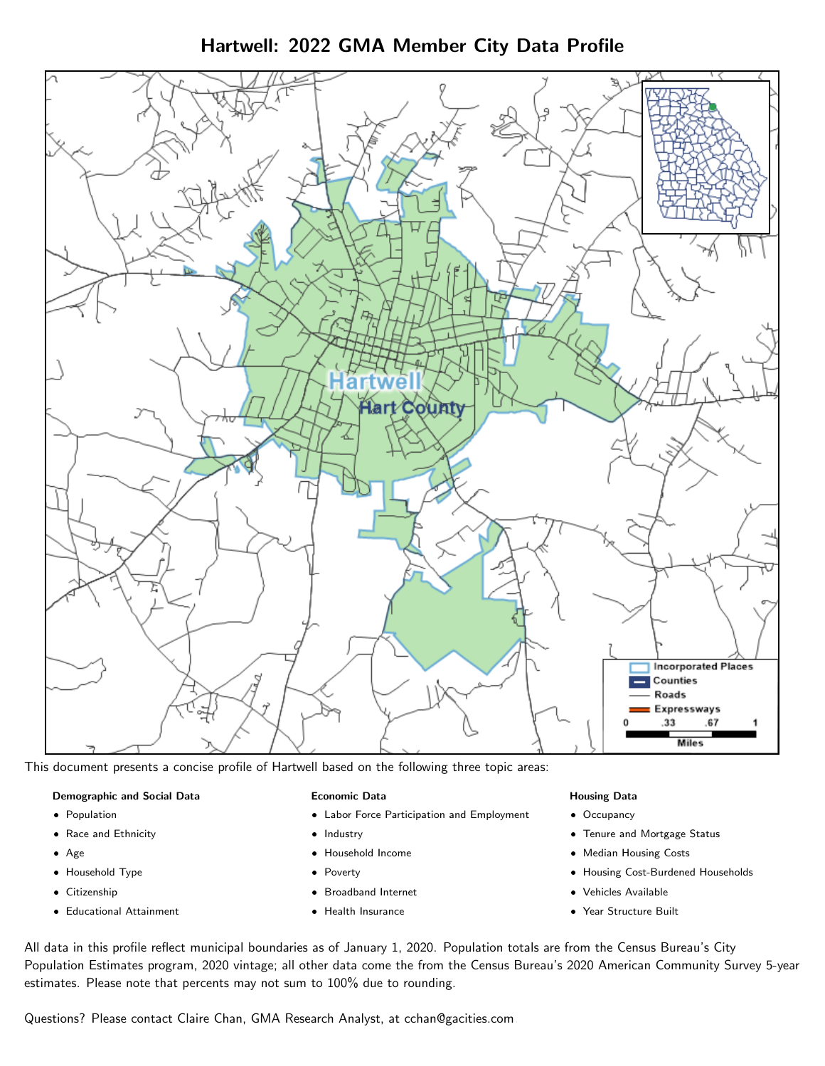# Hartwell: 2022 GMA Member City Data Profile

This document presents a concise profile of Hartwell based on the following three topic areas:

**Demographic and Social Data**

- Population
- Race and Ethnicity
- Age
- Household Type
- Citizenship
- Educational Attainment

**Economic Data**

- Labor Force Participation and Employment
- Industry
- Household Income
- Poverty
- Broadband Internet
- Health Insurance

**Housing Data**

- Occupancy
- Tenure and Mortgage Status
- Median Housing Costs
- Housing Cost-Burdened Households
- Vehicles Available
- Year Structure Built

All data in this profile reflect municipal boundaries as of January 1, 2020. Population totals are from the Census Bureau's City Population Estimates program, 2020 vintage; all other data come the from the Census Bureau's 2020 American Community Survey 5-year estimates. Please note that percents may not sum to 100% due to rounding.

Questions? Please contact Claire Chan, GMA Research Analyst, at cchan@gacities.com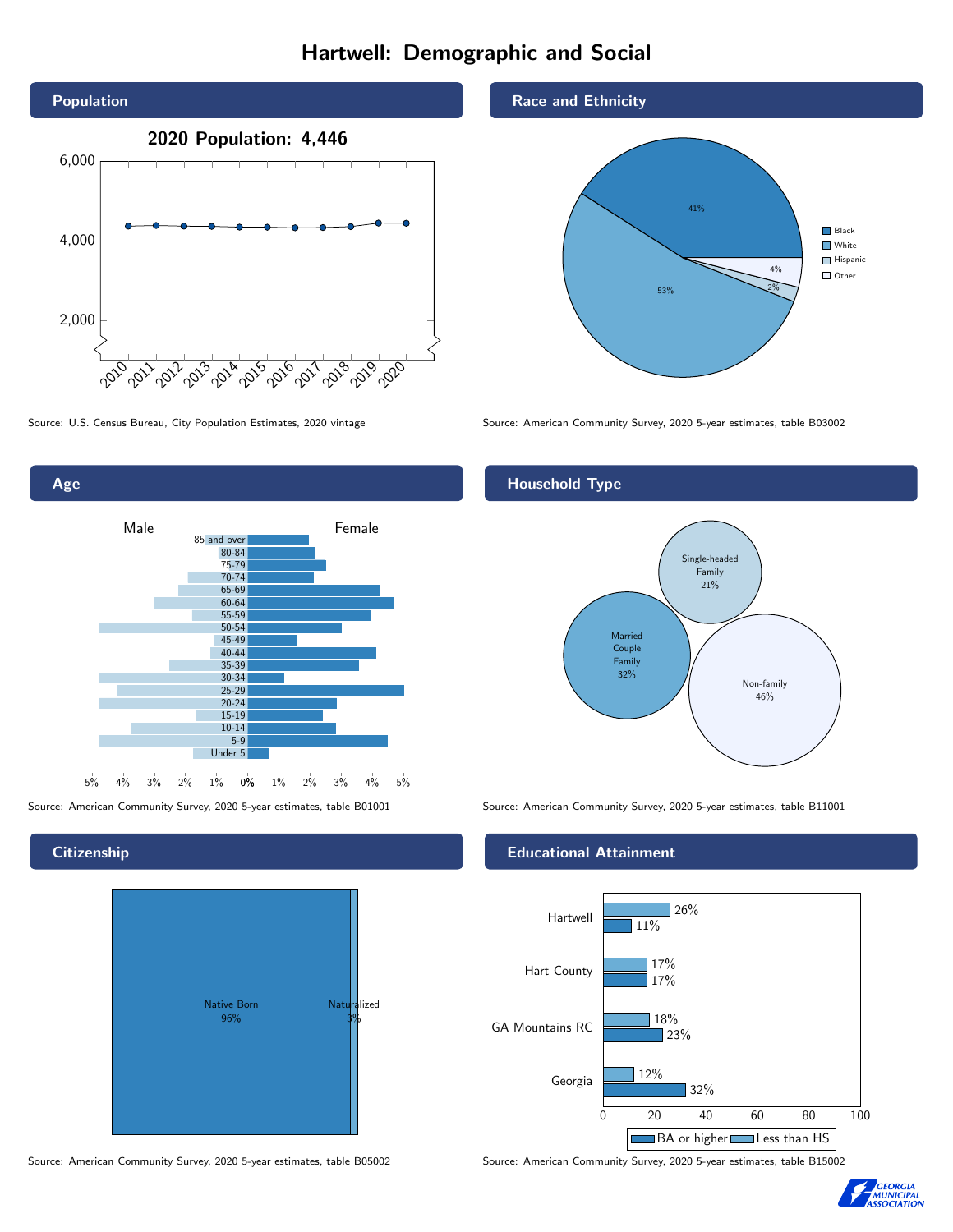# Hartwell: Demographic and Social

## Population

**2020 Population: 4,446**

Source: U.S. Census Bureau, City Population Estimates, 2020 vintage

## Race and Ethnicity

- Black: 41%
- White: 53%
- Hispanic: 2%
- Other: 4%

Source: American Community Survey, 2020 5-year estimates, table B03002

## Age

Source: American Community Survey, 2020 5-year estimates, table B01001

## Household Type

- Single-headed Family: 21%
- Married Couple Family: 32%
- Non-family: 46%

Source: American Community Survey, 2020 5-year estimates, table B11001

## Citizenship

- Native Born: 96%
- Naturalized: 3%

Source: American Community Survey, 2020 5-year estimates, table B05002

## Educational Attainment

| | Less than HS | BA or higher |
|---|---|---|
| Hartwell | 26% | 11% |
| Hart County | 17% | 17% |
| GA Mountains RC | 18% | 23% |
| Georgia | 12% | 32% |

Source: American Community Survey, 2020 5-year estimates, table B15002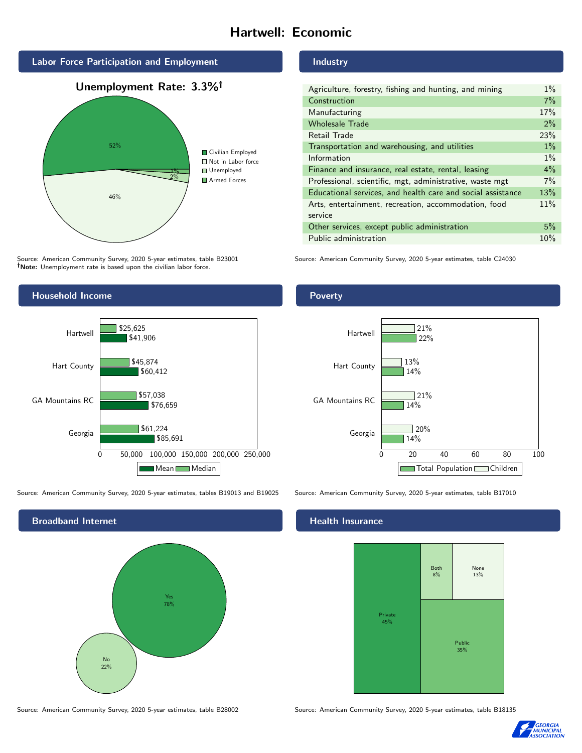# Hartwell: Economic

## Labor Force Participation and Employment

**Unemployment Rate: 3.3%†**

| Category | Percent |
|---|---|
| Civilian Employed | 52% |
| Not in Labor force | 46% |
| Unemployed | 2% |
| Armed Forces | 1% |

Source: American Community Survey, 2020 5-year estimates, table B23001
**†Note:** Unemployment rate is based upon the civilian labor force.

## Industry

| Industry | Percent |
|---|---|
| Agriculture, forestry, fishing and hunting, and mining | 1% |
| Construction | 7% |
| Manufacturing | 17% |
| Wholesale Trade | 2% |
| Retail Trade | 23% |
| Transportation and warehousing, and utilities | 1% |
| Information | 1% |
| Finance and insurance, real estate, rental, leasing | 4% |
| Professional, scientific, mgt, administrative, waste mgt | 7% |
| Educational services, and health care and social assistance | 13% |
| Arts, entertainment, recreation, accommodation, food service | 11% |
| Other services, except public administration | 5% |
| Public administration | 10% |

Source: American Community Survey, 2020 5-year estimates, table C24030

## Household Income

| | Median | Mean |
|---|---|---|
| Hartwell | $25,625 | $41,906 |
| Hart County | $45,874 | $60,412 |
| GA Mountains RC | $57,038 | $76,659 |
| Georgia | $61,224 | $85,691 |

Source: American Community Survey, 2020 5-year estimates, tables B19013 and B19025

## Poverty

| | Children | Total Population |
|---|---|---|
| Hartwell | 21% | 22% |
| Hart County | 13% | 14% |
| GA Mountains RC | 21% | 14% |
| Georgia | 20% | 14% |

Source: American Community Survey, 2020 5-year estimates, table B17010

## Broadband Internet

| | Percent |
|---|---|
| Yes | 78% |
| No | 22% |

Source: American Community Survey, 2020 5-year estimates, table B28002

## Health Insurance

| | Percent |
|---|---|
| Private | 45% |
| Public | 35% |
| Both | 8% |
| None | 13% |

Source: American Community Survey, 2020 5-year estimates, table B18135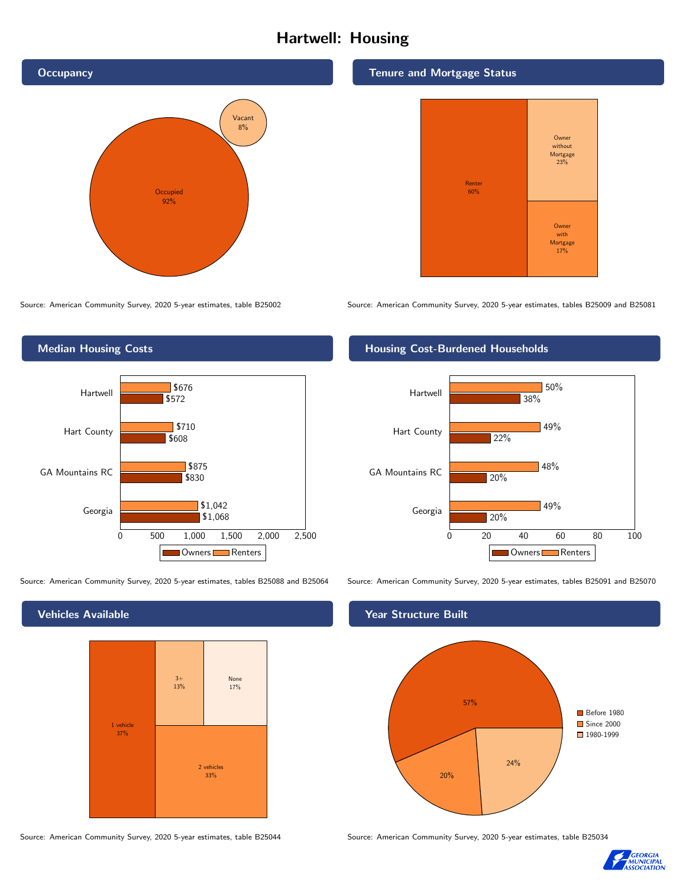# Hartwell: Housing

## Occupancy

Vacant
8%

Occupied
92%

Source: American Community Survey, 2020 5-year estimates, table B25002

## Tenure and Mortgage Status

Renter
60%

Owner
without
Mortgage
23%

Owner
with
Mortgage
17%

Source: American Community Survey, 2020 5-year estimates, tables B25009 and B25081

## Median Housing Costs

Hartwell
$676
$572

Hart County
$710
$608

GA Mountains RC
$875
$830

Georgia
$1,042
$1,068

0 500 1,000 1,500 2,000 2,500

Owners Renters

Source: American Community Survey, 2020 5-year estimates, tables B25088 and B25064

## Housing Cost-Burdened Households

Hartwell
50%
38%

Hart County
49%
22%

GA Mountains RC
48%
20%

Georgia
49%
20%

0 20 40 60 80 100

Owners Renters

Source: American Community Survey, 2020 5-year estimates, tables B25091 and B25070

## Vehicles Available

1 vehicle
37%

3+
13%

None
17%

2 vehicles
33%

Source: American Community Survey, 2020 5-year estimates, table B25044

## Year Structure Built

57%

20%

24%

Before 1980
Since 2000
1980-1999

Source: American Community Survey, 2020 5-year estimates, table B25034